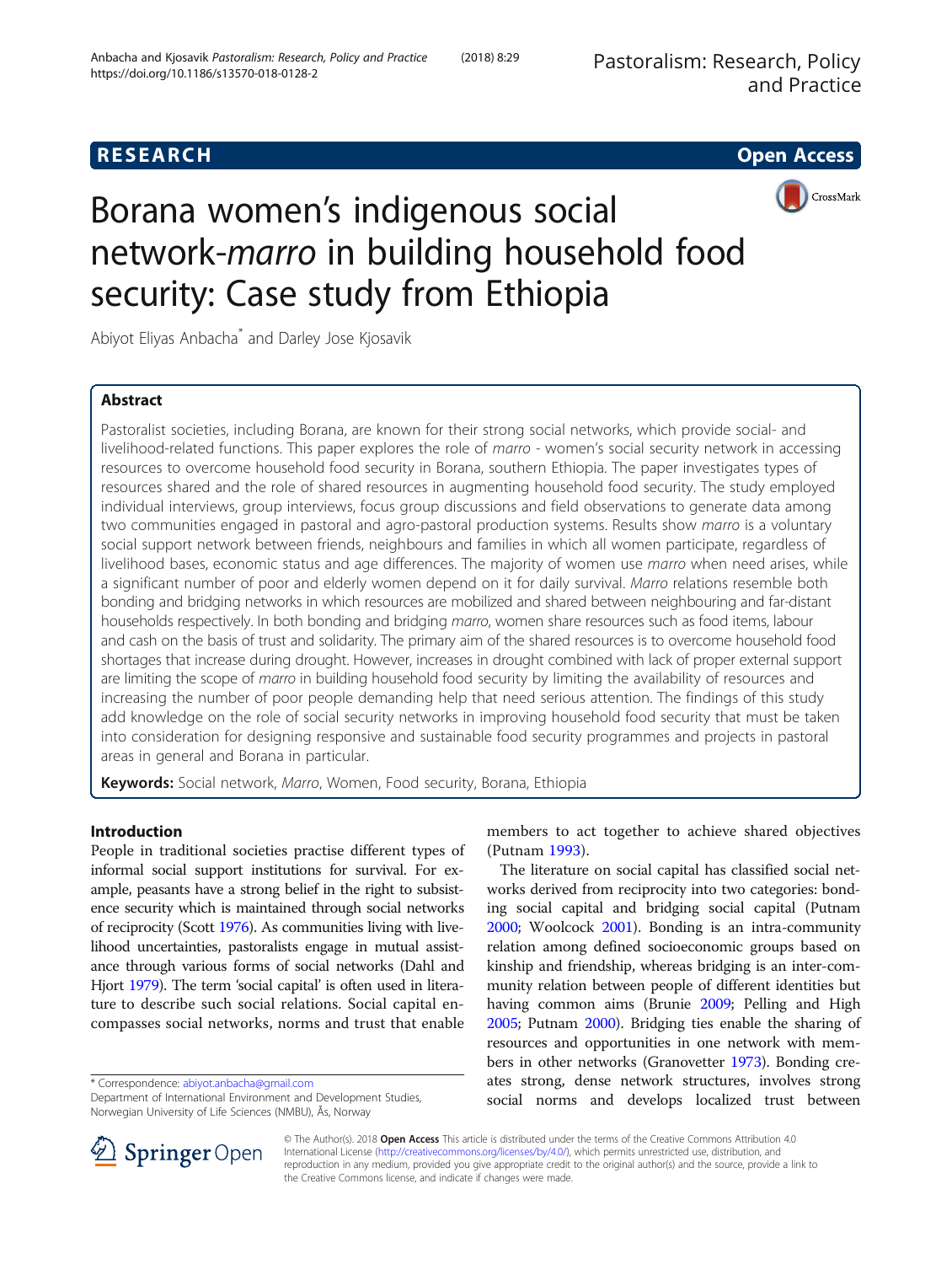**RESEARCH** **Open Access**

# Borana women's indigenous social network-*marro* in building household food security: Case study from Ethiopia

Abiyot Eliyas Anbacha* and Darley Jose Kjosavik

## Abstract

Pastoralist societies, including Borana, are known for their strong social networks, which provide social- and livelihood-related functions. This paper explores the role of *marro* - women's social security network in accessing resources to overcome household food security in Borana, southern Ethiopia. The paper investigates types of resources shared and the role of shared resources in augmenting household food security. The study employed individual interviews, group interviews, focus group discussions and field observations to generate data among two communities engaged in pastoral and agro-pastoral production systems. Results show *marro* is a voluntary social support network between friends, neighbours and families in which all women participate, regardless of livelihood bases, economic status and age differences. The majority of women use *marro* when need arises, while a significant number of poor and elderly women depend on it for daily survival. *Marro* relations resemble both bonding and bridging networks in which resources are mobilized and shared between neighbouring and far-distant households respectively. In both bonding and bridging *marro*, women share resources such as food items, labour and cash on the basis of trust and solidarity. The primary aim of the shared resources is to overcome household food shortages that increase during drought. However, increases in drought combined with lack of proper external support are limiting the scope of *marro* in building household food security by limiting the availability of resources and increasing the number of poor people demanding help that need serious attention. The findings of this study add knowledge on the role of social security networks in improving household food security that must be taken into consideration for designing responsive and sustainable food security programmes and projects in pastoral areas in general and Borana in particular.

**Keywords:** Social network, *Marro*, Women, Food security, Borana, Ethiopia

## Introduction

People in traditional societies practise different types of informal social support institutions for survival. For example, peasants have a strong belief in the right to subsistence security which is maintained through social networks of reciprocity (Scott 1976). As communities living with livelihood uncertainties, pastoralists engage in mutual assistance through various forms of social networks (Dahl and Hjort 1979). The term 'social capital' is often used in literature to describe such social relations. Social capital encompasses social networks, norms and trust that enable members to act together to achieve shared objectives (Putnam 1993).

The literature on social capital has classified social networks derived from reciprocity into two categories: bonding social capital and bridging social capital (Putnam 2000; Woolcock 2001). Bonding is an intra-community relation among defined socioeconomic groups based on kinship and friendship, whereas bridging is an inter-community relation between people of different identities but having common aims (Brunie 2009; Pelling and High 2005; Putnam 2000). Bridging ties enable the sharing of resources and opportunities in one network with members in other networks (Granovetter 1973). Bonding creates strong, dense network structures, involves strong social norms and develops localized trust between

* Correspondence: abiyot.anbacha@gmail.com
Department of International Environment and Development Studies, Norwegian University of Life Sciences (NMBU), Ås, Norway

© The Author(s). 2018 **Open Access** This article is distributed under the terms of the Creative Commons Attribution 4.0 International License (http://creativecommons.org/licenses/by/4.0/), which permits unrestricted use, distribution, and reproduction in any medium, provided you give appropriate credit to the original author(s) and the source, provide a link to the Creative Commons license, and indicate if changes were made.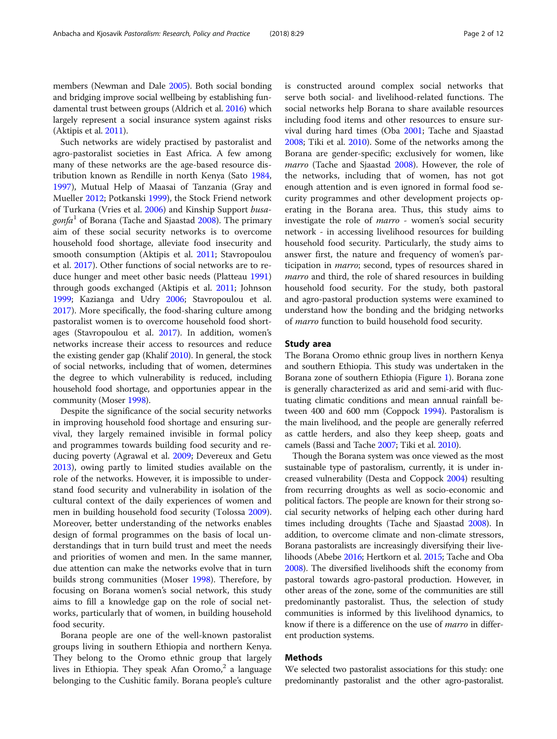members (Newman and Dale 2005). Both social bonding and bridging improve social wellbeing by establishing fundamental trust between groups (Aldrich et al. 2016) which largely represent a social insurance system against risks (Aktipis et al. 2011).

Such networks are widely practised by pastoralist and agro-pastoralist societies in East Africa. A few among many of these networks are the age-based resource distribution known as Rendille in north Kenya (Sato 1984, 1997), Mutual Help of Maasai of Tanzania (Gray and Mueller 2012; Potkanski 1999), the Stock Friend network of Turkana (Vries et al. 2006) and Kinship Support *busagonfa*[1] of Borana (Tache and Sjaastad 2008). The primary aim of these social security networks is to overcome household food shortage, alleviate food insecurity and smooth consumption (Aktipis et al. 2011; Stavropoulou et al. 2017). Other functions of social networks are to reduce hunger and meet other basic needs (Platteau 1991) through goods exchanged (Aktipis et al. 2011; Johnson 1999; Kazianga and Udry 2006; Stavropoulou et al. 2017). More specifically, the food-sharing culture among pastoralist women is to overcome household food shortages (Stavropoulou et al. 2017). In addition, women's networks increase their access to resources and reduce the existing gender gap (Khalif 2010). In general, the stock of social networks, including that of women, determines the degree to which vulnerability is reduced, including household food shortage, and opportunies appear in the community (Moser 1998).

Despite the significance of the social security networks in improving household food shortage and ensuring survival, they largely remained invisible in formal policy and programmes towards building food security and reducing poverty (Agrawal et al. 2009; Devereux and Getu 2013), owing partly to limited studies available on the role of the networks. However, it is impossible to understand food security and vulnerability in isolation of the cultural context of the daily experiences of women and men in building household food security (Tolossa 2009). Moreover, better understanding of the networks enables design of formal programmes on the basis of local understandings that in turn build trust and meet the needs and priorities of women and men. In the same manner, due attention can make the networks evolve that in turn builds strong communities (Moser 1998). Therefore, by focusing on Borana women's social network, this study aims to fill a knowledge gap on the role of social networks, particularly that of women, in building household food security.

Borana people are one of the well-known pastoralist groups living in southern Ethiopia and northern Kenya. They belong to the Oromo ethnic group that largely lives in Ethiopia. They speak Afan Oromo,[2] a language belonging to the Cushitic family. Borana people's culture is constructed around complex social networks that serve both social- and livelihood-related functions. The social networks help Borana to share available resources including food items and other resources to ensure survival during hard times (Oba 2001; Tache and Sjaastad 2008; Tiki et al. 2010). Some of the networks among the Borana are gender-specific; exclusively for women, like *marro* (Tache and Sjaastad 2008). However, the role of the networks, including that of women, has not got enough attention and is even ignored in formal food security programmes and other development projects operating in the Borana area. Thus, this study aims to investigate the role of *marro* - women's social security network - in accessing livelihood resources for building household food security. Particularly, the study aims to answer first, the nature and frequency of women's participation in *marro*; second, types of resources shared in *marro* and third, the role of shared resources in building household food security. For the study, both pastoral and agro-pastoral production systems were examined to understand how the bonding and the bridging networks of *marro* function to build household food security.

## Study area

The Borana Oromo ethnic group lives in northern Kenya and southern Ethiopia. This study was undertaken in the Borana zone of southern Ethiopia (Figure 1). Borana zone is generally characterized as arid and semi-arid with fluctuating climatic conditions and mean annual rainfall between 400 and 600 mm (Coppock 1994). Pastoralism is the main livelihood, and the people are generally referred as cattle herders, and also they keep sheep, goats and camels (Bassi and Tache 2007; Tiki et al. 2010).

Though the Borana system was once viewed as the most sustainable type of pastoralism, currently, it is under increased vulnerability (Desta and Coppock 2004) resulting from recurring droughts as well as socio-economic and political factors. The people are known for their strong social security networks of helping each other during hard times including droughts (Tache and Sjaastad 2008). In addition, to overcome climate and non-climate stressors, Borana pastoralists are increasingly diversifying their livelihoods (Abebe 2016; Hertkorn et al. 2015; Tache and Oba 2008). The diversified livelihoods shift the economy from pastoral towards agro-pastoral production. However, in other areas of the zone, some of the communities are still predominantly pastoralist. Thus, the selection of study communities is informed by this livelihood dynamics, to know if there is a difference on the use of *marro* in different production systems.

## Methods

We selected two pastoralist associations for this study: one predominantly pastoralist and the other agro-pastoralist.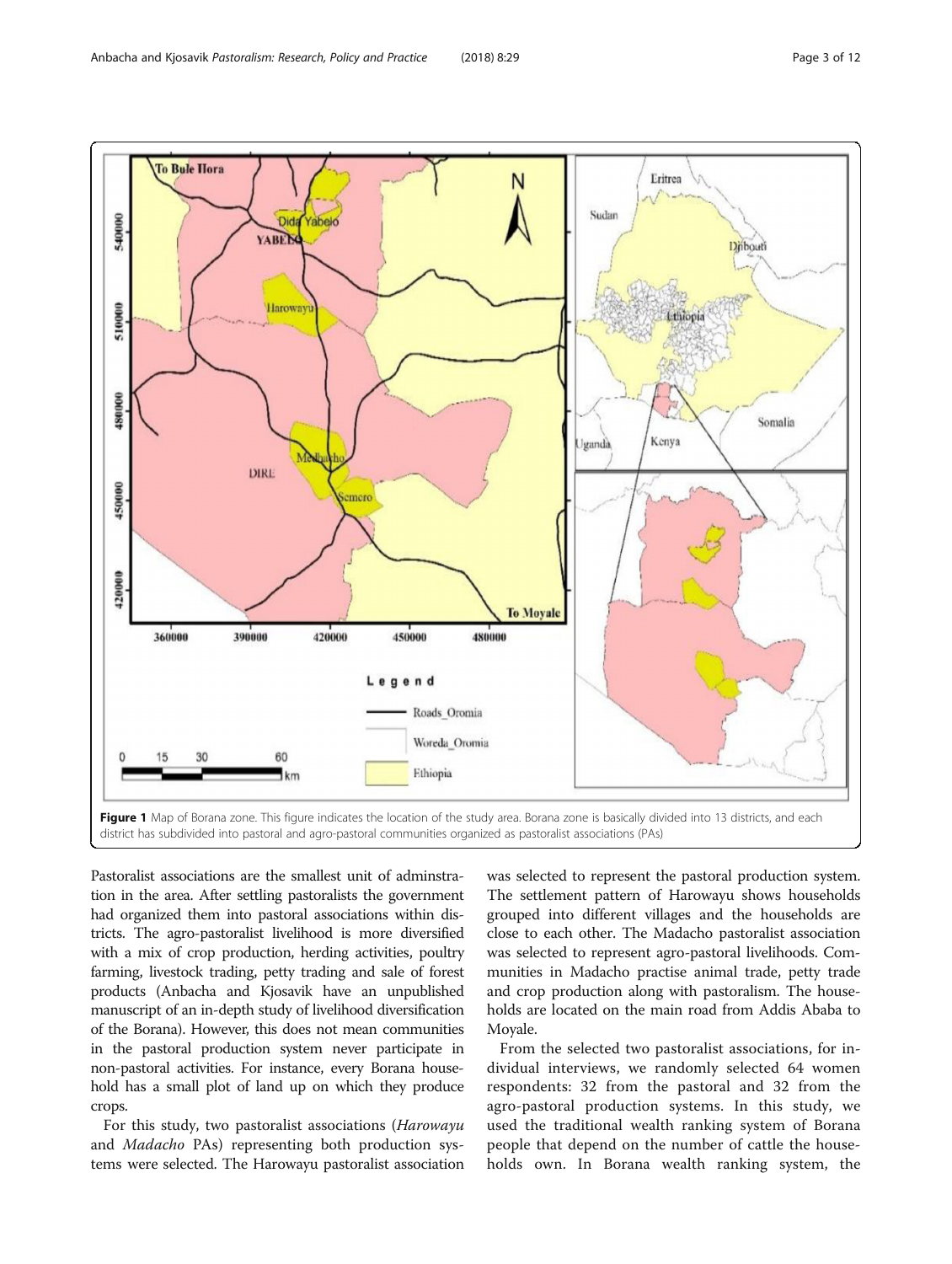**Figure 1** Map of Borana zone. This figure indicates the location of the study area. Borana zone is basically divided into 13 districts, and each district has subdivided into pastoral and agro-pastoral communities organized as pastoralist associations (PAs)

Pastoralist associations are the smallest unit of adminstration in the area. After settling pastoralists the government had organized them into pastoral associations within districts. The agro-pastoralist livelihood is more diversified with a mix of crop production, herding activities, poultry farming, livestock trading, petty trading and sale of forest products (Anbacha and Kjosavik have an unpublished manuscript of an in-depth study of livelihood diversification of the Borana). However, this does not mean communities in the pastoral production system never participate in non-pastoral activities. For instance, every Borana household has a small plot of land up on which they produce crops.

For this study, two pastoralist associations (*Harowayu* and *Madacho* PAs) representing both production systems were selected. The Harowayu pastoralist association was selected to represent the pastoral production system. The settlement pattern of Harowayu shows households grouped into different villages and the households are close to each other. The Madacho pastoralist association was selected to represent agro-pastoral livelihoods. Communities in Madacho practise animal trade, petty trade and crop production along with pastoralism. The households are located on the main road from Addis Ababa to Moyale.

From the selected two pastoralist associations, for individual interviews, we randomly selected 64 women respondents: 32 from the pastoral and 32 from the agro-pastoral production systems. In this study, we used the traditional wealth ranking system of Borana people that depend on the number of cattle the households own. In Borana wealth ranking system, the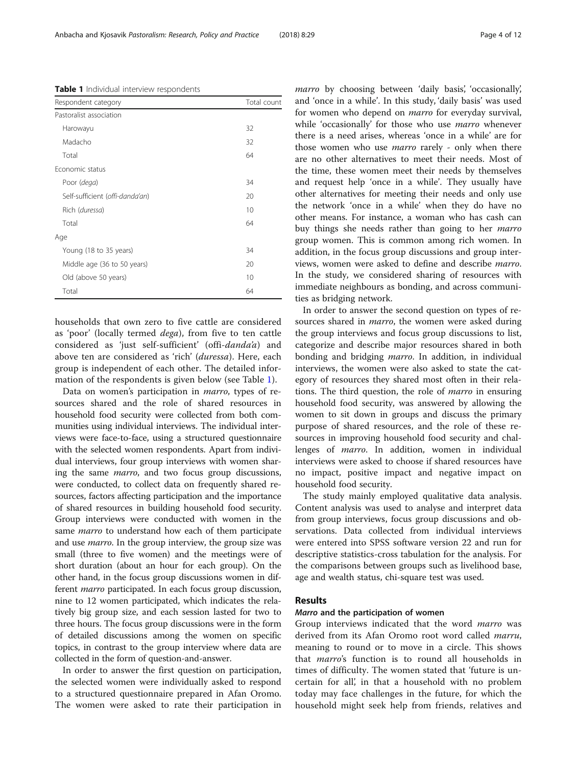**Table 1** Individual interview respondents

| Respondent category | Total count |
|---|---|
| Pastoralist association | |
| Harowayu | 32 |
| Madacho | 32 |
| Total | 64 |
| Economic status | |
| Poor (*dega*) | 34 |
| Self-sufficient (*offi-danda'an*) | 20 |
| Rich (*duressa*) | 10 |
| Total | 64 |
| Age | |
| Young (18 to 35 years) | 34 |
| Middle age (36 to 50 years) | 20 |
| Old (above 50 years) | 10 |
| Total | 64 |

households that own zero to five cattle are considered as 'poor' (locally termed *dega*), from five to ten cattle considered as 'just self-sufficient' (offi-*danda'a*) and above ten are considered as 'rich' (*duressa*). Here, each group is independent of each other. The detailed information of the respondents is given below (see Table 1).

Data on women's participation in *marro*, types of resources shared and the role of shared resources in household food security were collected from both communities using individual interviews. The individual interviews were face-to-face, using a structured questionnaire with the selected women respondents. Apart from individual interviews, four group interviews with women sharing the same *marro*, and two focus group discussions, were conducted, to collect data on frequently shared resources, factors affecting participation and the importance of shared resources in building household food security. Group interviews were conducted with women in the same *marro* to understand how each of them participate and use *marro*. In the group interview, the group size was small (three to five women) and the meetings were of short duration (about an hour for each group). On the other hand, in the focus group discussions women in different *marro* participated. In each focus group discussion, nine to 12 women participated, which indicates the relatively big group size, and each session lasted for two to three hours. The focus group discussions were in the form of detailed discussions among the women on specific topics, in contrast to the group interview where data are collected in the form of question-and-answer.

In order to answer the first question on participation, the selected women were individually asked to respond to a structured questionnaire prepared in Afan Oromo. The women were asked to rate their participation in *marro* by choosing between 'daily basis', 'occasionally', and 'once in a while'. In this study, 'daily basis' was used for women who depend on *marro* for everyday survival, while 'occasionally' for those who use *marro* whenever there is a need arises, whereas 'once in a while' are for those women who use *marro* rarely - only when there are no other alternatives to meet their needs. Most of the time, these women meet their needs by themselves and request help 'once in a while'. They usually have other alternatives for meeting their needs and only use the network 'once in a while' when they do have no other means. For instance, a woman who has cash can buy things she needs rather than going to her *marro* group women. This is common among rich women. In addition, in the focus group discussions and group interviews, women were asked to define and describe *marro*. In the study, we considered sharing of resources with immediate neighbours as bonding, and across communities as bridging network.

In order to answer the second question on types of resources shared in *marro*, the women were asked during the group interviews and focus group discussions to list, categorize and describe major resources shared in both bonding and bridging *marro*. In addition, in individual interviews, the women were also asked to state the category of resources they shared most often in their relations. The third question, the role of *marro* in ensuring household food security, was answered by allowing the women to sit down in groups and discuss the primary purpose of shared resources, and the role of these resources in improving household food security and challenges of *marro*. In addition, women in individual interviews were asked to choose if shared resources have no impact, positive impact and negative impact on household food security.

The study mainly employed qualitative data analysis. Content analysis was used to analyse and interpret data from group interviews, focus group discussions and observations. Data collected from individual interviews were entered into SPSS software version 22 and run for descriptive statistics-cross tabulation for the analysis. For the comparisons between groups such as livelihood base, age and wealth status, chi-square test was used.

## Results

### *Marro* and the participation of women

Group interviews indicated that the word *marro* was derived from its Afan Oromo root word called *marru*, meaning to round or to move in a circle. This shows that *marro*'s function is to round all households in times of difficulty. The women stated that 'future is uncertain for all', in that a household with no problem today may face challenges in the future, for which the household might seek help from friends, relatives and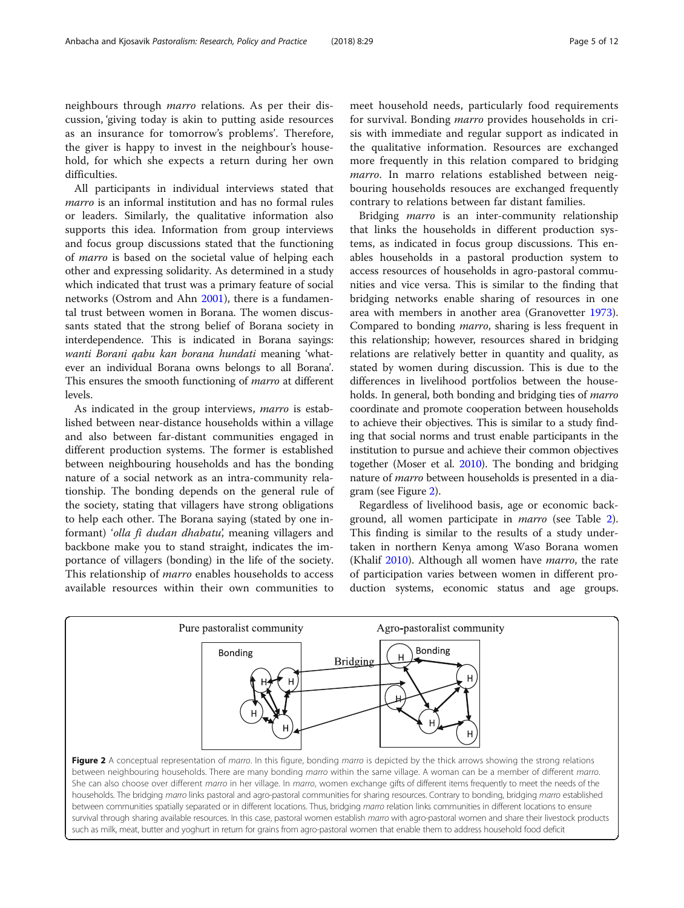neighbours through *marro* relations. As per their discussion, 'giving today is akin to putting aside resources as an insurance for tomorrow's problems'. Therefore, the giver is happy to invest in the neighbour's household, for which she expects a return during her own difficulties.

All participants in individual interviews stated that *marro* is an informal institution and has no formal rules or leaders. Similarly, the qualitative information also supports this idea. Information from group interviews and focus group discussions stated that the functioning of *marro* is based on the societal value of helping each other and expressing solidarity. As determined in a study which indicated that trust was a primary feature of social networks (Ostrom and Ahn 2001), there is a fundamental trust between women in Borana. The women discussants stated that the strong belief of Borana society in interdependence. This is indicated in Borana sayings: *wanti Borani qabu kan borana hundati* meaning 'whatever an individual Borana owns belongs to all Borana'. This ensures the smooth functioning of *marro* at different levels.

As indicated in the group interviews, *marro* is established between near-distance households within a village and also between far-distant communities engaged in different production systems. The former is established between neighbouring households and has the bonding nature of a social network as an intra-community relationship. The bonding depends on the general rule of the society, stating that villagers have strong obligations to help each other. The Borana saying (stated by one informant) '*olla fi dudan dhabatu*', meaning villagers and backbone make you to stand straight, indicates the importance of villagers (bonding) in the life of the society. This relationship of *marro* enables households to access available resources within their own communities to meet household needs, particularly food requirements for survival. Bonding *marro* provides households in crisis with immediate and regular support as indicated in the qualitative information. Resources are exchanged more frequently in this relation compared to bridging *marro*. In marro relations established between neigbouring households resouces are exchanged frequently contrary to relations between far distant families.

Bridging *marro* is an inter-community relationship that links the households in different production systems, as indicated in focus group discussions. This enables households in a pastoral production system to access resources of households in agro-pastoral communities and vice versa. This is similar to the finding that bridging networks enable sharing of resources in one area with members in another area (Granovetter 1973). Compared to bonding *marro*, sharing is less frequent in this relationship; however, resources shared in bridging relations are relatively better in quantity and quality, as stated by women during discussion. This is due to the differences in livelihood portfolios between the households. In general, both bonding and bridging ties of *marro* coordinate and promote cooperation between households to achieve their objectives. This is similar to a study finding that social norms and trust enable participants in the institution to pursue and achieve their common objectives together (Moser et al. 2010). The bonding and bridging nature of *marro* between households is presented in a diagram (see Figure 2).

Regardless of livelihood basis, age or economic background, all women participate in *marro* (see Table 2). This finding is similar to the results of a study undertaken in northern Kenya among Waso Borana women (Khalif 2010). Although all women have *marro*, the rate of participation varies between women in different production systems, economic status and age groups.

**Figure 2** A conceptual representation of *marro*. In this figure, bonding *marro* is depicted by the thick arrows showing the strong relations between neighbouring households. There are many bonding *marro* within the same village. A woman can be a member of different *marro*. She can also choose over different *marro* in her village. In *marro*, women exchange gifts of different items frequently to meet the needs of the households. The bridging *marro* links pastoral and agro-pastoral communities for sharing resources. Contrary to bonding, bridging *marro* established between communities spatially separated or in different locations. Thus, bridging *marro* relation links communities in different locations to ensure survival through sharing available resources. In this case, pastoral women establish *marro* with agro-pastoral women and share their livestock products such as milk, meat, butter and yoghurt in return for grains from agro-pastoral women that enable them to address household food deficit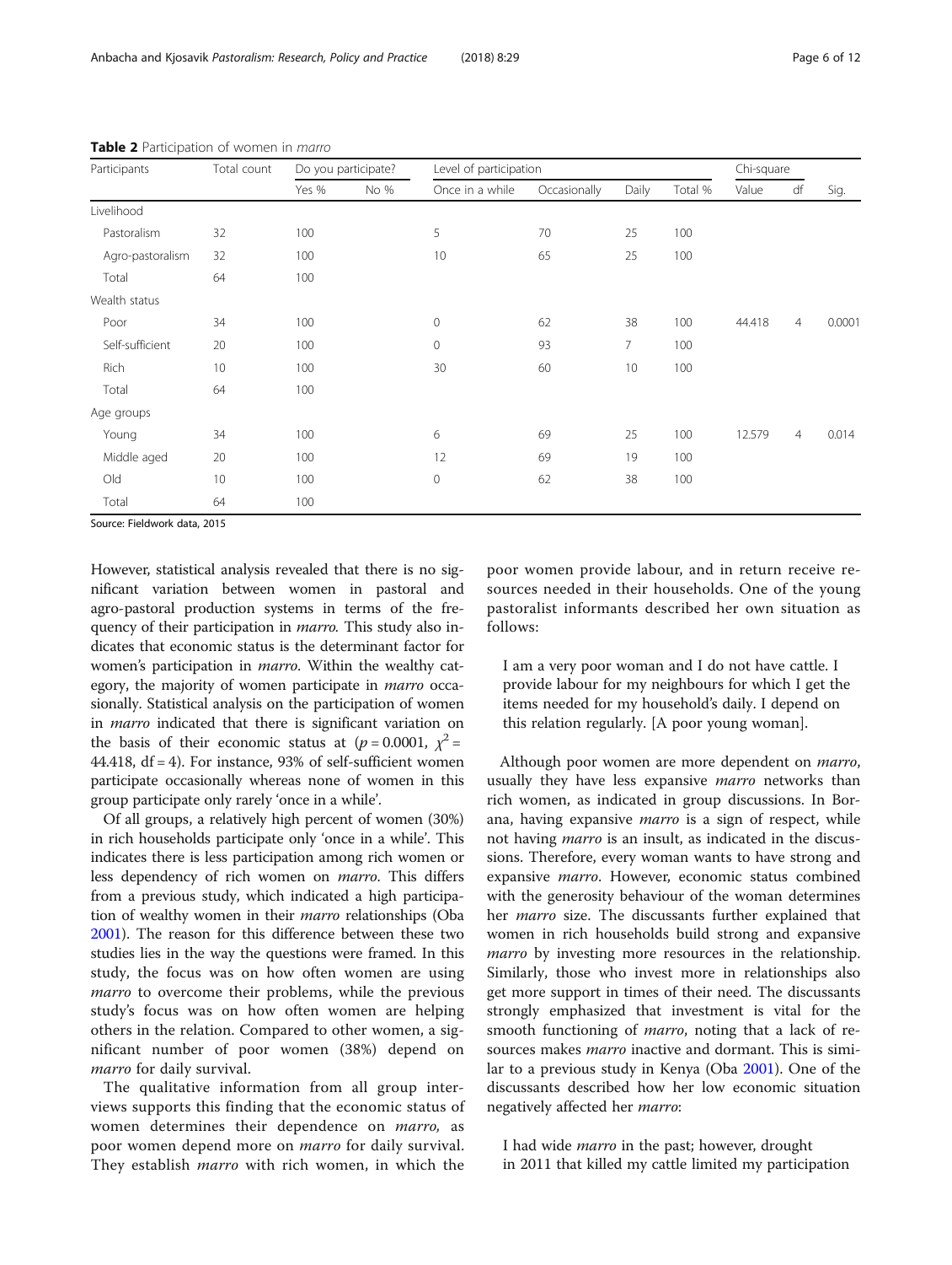**Table 2** Participation of women in *marro*

| Participants | Total count | Do you participate? | | Level of participation | | | | Chi-square | | |
|---|---|---|---|---|---|---|---|---|---|---|
| | | Yes % | No % | Once in a while | Occasionally | Daily | Total % | Value | df | Sig. |
| Livelihood | | | | | | | | | | |
| Pastoralism | 32 | 100 | | 5 | 70 | 25 | 100 | | | |
| Agro-pastoralism | 32 | 100 | | 10 | 65 | 25 | 100 | | | |
| Total | 64 | 100 | | | | | | | | |
| Wealth status | | | | | | | | | | |
| Poor | 34 | 100 | | 0 | 62 | 38 | 100 | 44.418 | 4 | 0.0001 |
| Self-sufficient | 20 | 100 | | 0 | 93 | 7 | 100 | | | |
| Rich | 10 | 100 | | 30 | 60 | 10 | 100 | | | |
| Total | 64 | 100 | | | | | | | | |
| Age groups | | | | | | | | | | |
| Young | 34 | 100 | | 6 | 69 | 25 | 100 | 12.579 | 4 | 0.014 |
| Middle aged | 20 | 100 | | 12 | 69 | 19 | 100 | | | |
| Old | 10 | 100 | | 0 | 62 | 38 | 100 | | | |
| Total | 64 | 100 | | | | | | | | |

Source: Fieldwork data, 2015

However, statistical analysis revealed that there is no significant variation between women in pastoral and agro-pastoral production systems in terms of the frequency of their participation in *marro*. This study also indicates that economic status is the determinant factor for women's participation in *marro*. Within the wealthy category, the majority of women participate in *marro* occasionally. Statistical analysis on the participation of women in *marro* indicated that there is significant variation on the basis of their economic status at ($p = 0.0001$, $\chi^2 = 44.418$, df = 4). For instance, 93% of self-sufficient women participate occasionally whereas none of women in this group participate only rarely 'once in a while'.

Of all groups, a relatively high percent of women (30%) in rich households participate only 'once in a while'. This indicates there is less participation among rich women or less dependency of rich women on *marro*. This differs from a previous study, which indicated a high participation of wealthy women in their *marro* relationships (Oba 2001). The reason for this difference between these two studies lies in the way the questions were framed. In this study, the focus was on how often women are using *marro* to overcome their problems, while the previous study's focus was on how often women are helping others in the relation. Compared to other women, a significant number of poor women (38%) depend on *marro* for daily survival.

The qualitative information from all group interviews supports this finding that the economic status of women determines their dependence on *marro*, as poor women depend more on *marro* for daily survival. They establish *marro* with rich women, in which the poor women provide labour, and in return receive resources needed in their households. One of the young pastoralist informants described her own situation as follows:

> I am a very poor woman and I do not have cattle. I provide labour for my neighbours for which I get the items needed for my household's daily. I depend on this relation regularly. [A poor young woman].

Although poor women are more dependent on *marro*, usually they have less expansive *marro* networks than rich women, as indicated in group discussions. In Borana, having expansive *marro* is a sign of respect, while not having *marro* is an insult, as indicated in the discussions. Therefore, every woman wants to have strong and expansive *marro*. However, economic status combined with the generosity behaviour of the woman determines her *marro* size. The discussants further explained that women in rich households build strong and expansive *marro* by investing more resources in the relationship. Similarly, those who invest more in relationships also get more support in times of their need. The discussants strongly emphasized that investment is vital for the smooth functioning of *marro*, noting that a lack of resources makes *marro* inactive and dormant. This is similar to a previous study in Kenya (Oba 2001). One of the discussants described how her low economic situation negatively affected her *marro*:

> I had wide *marro* in the past; however, drought in 2011 that killed my cattle limited my participation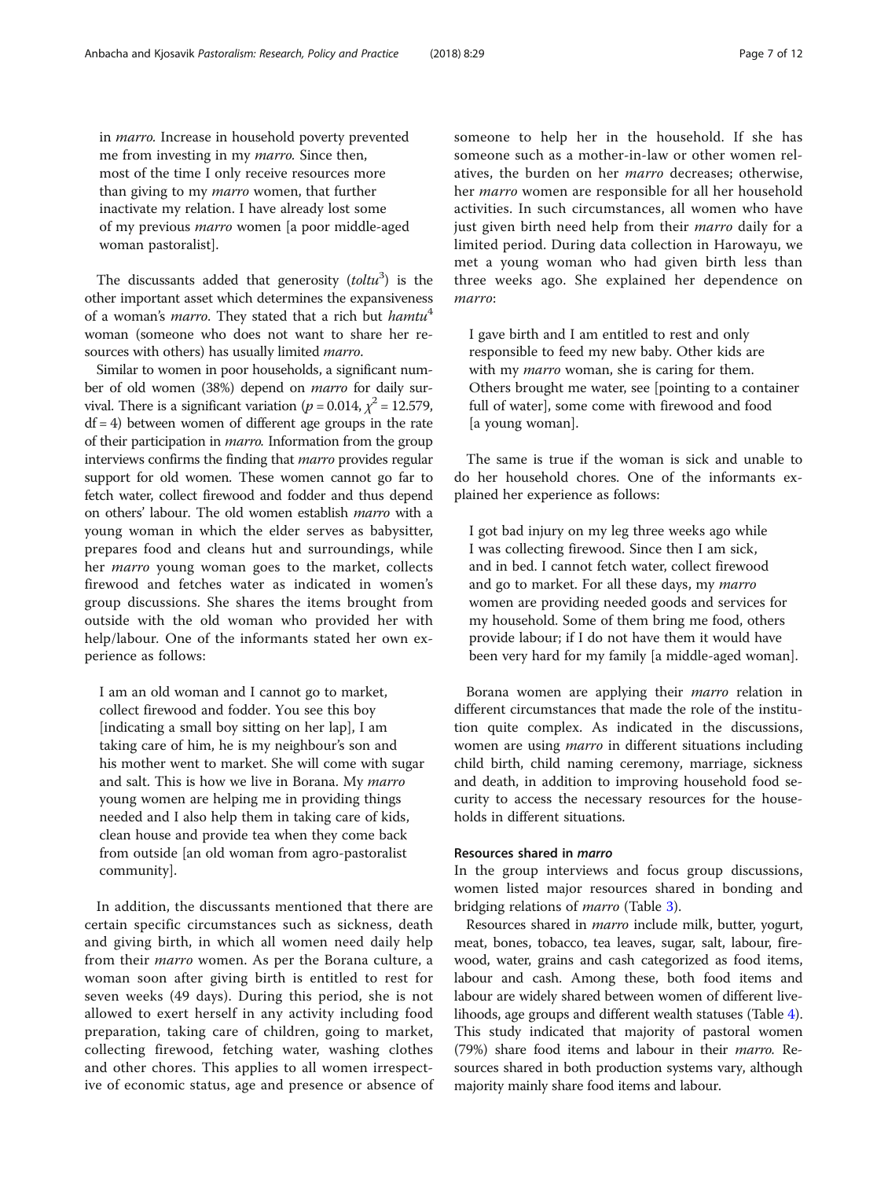in *marro*. Increase in household poverty prevented me from investing in my *marro*. Since then, most of the time I only receive resources more than giving to my *marro* women, that further inactivate my relation. I have already lost some of my previous *marro* women [a poor middle-aged woman pastoralist].

The discussants added that generosity (*toltu*[3]) is the other important asset which determines the expansiveness of a woman's *marro*. They stated that a rich but *hamtu*[4] woman (someone who does not want to share her resources with others) has usually limited *marro*.

Similar to women in poor households, a significant number of old women (38%) depend on *marro* for daily survival. There is a significant variation ($p = 0.014$, $\chi^2 = 12.579$, $df = 4$) between women of different age groups in the rate of their participation in *marro*. Information from the group interviews confirms the finding that *marro* provides regular support for old women. These women cannot go far to fetch water, collect firewood and fodder and thus depend on others' labour. The old women establish *marro* with a young woman in which the elder serves as babysitter, prepares food and cleans hut and surroundings, while her *marro* young woman goes to the market, collects firewood and fetches water as indicated in women's group discussions. She shares the items brought from outside with the old woman who provided her with help/labour. One of the informants stated her own experience as follows:

> I am an old woman and I cannot go to market, collect firewood and fodder. You see this boy [indicating a small boy sitting on her lap], I am taking care of him, he is my neighbour's son and his mother went to market. She will come with sugar and salt. This is how we live in Borana. My *marro* young women are helping me in providing things needed and I also help them in taking care of kids, clean house and provide tea when they come back from outside [an old woman from agro-pastoralist community].

In addition, the discussants mentioned that there are certain specific circumstances such as sickness, death and giving birth, in which all women need daily help from their *marro* women. As per the Borana culture, a woman soon after giving birth is entitled to rest for seven weeks (49 days). During this period, she is not allowed to exert herself in any activity including food preparation, taking care of children, going to market, collecting firewood, fetching water, washing clothes and other chores. This applies to all women irrespective of economic status, age and presence or absence of someone to help her in the household. If she has someone such as a mother-in-law or other women relatives, the burden on her *marro* decreases; otherwise, her *marro* women are responsible for all her household activities. In such circumstances, all women who have just given birth need help from their *marro* daily for a limited period. During data collection in Harowayu, we met a young woman who had given birth less than three weeks ago. She explained her dependence on *marro*:

> I gave birth and I am entitled to rest and only responsible to feed my new baby. Other kids are with my *marro* woman, she is caring for them. Others brought me water, see [pointing to a container full of water], some come with firewood and food [a young woman].

The same is true if the woman is sick and unable to do her household chores. One of the informants explained her experience as follows:

> I got bad injury on my leg three weeks ago while I was collecting firewood. Since then I am sick, and in bed. I cannot fetch water, collect firewood and go to market. For all these days, my *marro* women are providing needed goods and services for my household. Some of them bring me food, others provide labour; if I do not have them it would have been very hard for my family [a middle-aged woman].

Borana women are applying their *marro* relation in different circumstances that made the role of the institution quite complex. As indicated in the discussions, women are using *marro* in different situations including child birth, child naming ceremony, marriage, sickness and death, in addition to improving household food security to access the necessary resources for the households in different situations.

#### Resources shared in *marro*

In the group interviews and focus group discussions, women listed major resources shared in bonding and bridging relations of *marro* (Table 3).

Resources shared in *marro* include milk, butter, yogurt, meat, bones, tobacco, tea leaves, sugar, salt, labour, firewood, water, grains and cash categorized as food items, labour and cash. Among these, both food items and labour are widely shared between women of different livelihoods, age groups and different wealth statuses (Table 4). This study indicated that majority of pastoral women (79%) share food items and labour in their *marro*. Resources shared in both production systems vary, although majority mainly share food items and labour.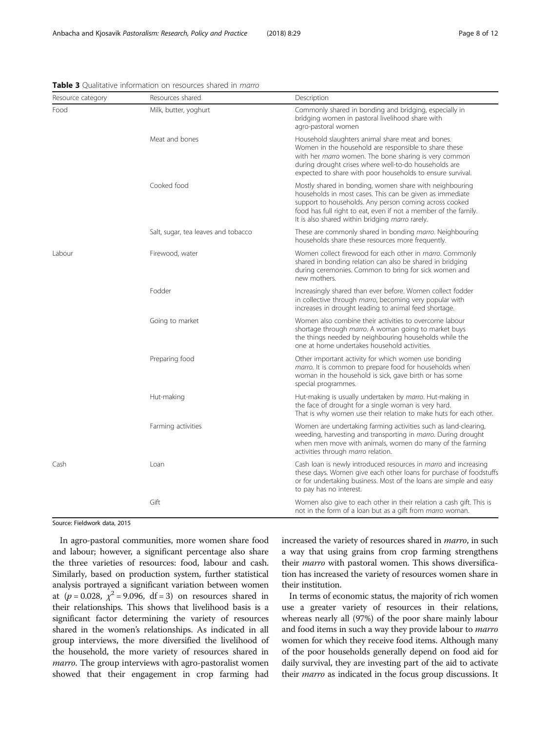**Table 3** Qualitative information on resources shared in *marro*

| Resource category | Resources shared | Description |
|---|---|---|
| Food | Milk, butter, yoghurt | Commonly shared in bonding and bridging, especially in bridging women in pastoral livelihood share with agro-pastoral women |
| | Meat and bones | Household slaughters animal share meat and bones. Women in the household are responsible to share these with her *marro* women. The bone sharing is very common during drought crises where well-to-do households are expected to share with poor households to ensure survival. |
| | Cooked food | Mostly shared in bonding, women share with neighbouring households in most cases. This can be given as immediate support to households. Any person coming across cooked food has full right to eat, even if not a member of the family. It is also shared within bridging *marro* rarely. |
| | Salt, sugar, tea leaves and tobacco | These are commonly shared in bonding *marro*. Neighbouring households share these resources more frequently. |
| Labour | Firewood, water | Women collect firewood for each other in *marro*. Commonly shared in bonding relation can also be shared in bridging during ceremonies. Common to bring for sick women and new mothers. |
| | Fodder | Increasingly shared than ever before. Women collect fodder in collective through *marro*, becoming very popular with increases in drought leading to animal feed shortage. |
| | Going to market | Women also combine their activities to overcome labour shortage through *marro*. A woman going to market buys the things needed by neighbouring households while the one at home undertakes household activities. |
| | Preparing food | Other important activity for which women use bonding *marro*. It is common to prepare food for households when woman in the household is sick, gave birth or has some special programmes. |
| | Hut-making | Hut-making is usually undertaken by *marro*. Hut-making in the face of drought for a single woman is very hard. That is why women use their relation to make huts for each other. |
| | Farming activities | Women are undertaking farming activities such as land-clearing, weeding, harvesting and transporting in *marro*. During drought when men move with animals, women do many of the farming activities through *marro* relation. |
| Cash | Loan | Cash loan is newly introduced resources in *marro* and increasing these days. Women give each other loans for purchase of foodstuffs or for undertaking business. Most of the loans are simple and easy to pay has no interest. |
| | Gift | Women also give to each other in their relation a cash gift. This is not in the form of a loan but as a gift from *marro* woman. |

Source: Fieldwork data, 2015

In agro-pastoral communities, more women share food and labour; however, a significant percentage also share the three varieties of resources: food, labour and cash. Similarly, based on production system, further statistical analysis portrayed a significant variation between women at ($p = 0.028$, $\chi^2 = 9.096$, $\mathrm{df} = 3$) on resources shared in their relationships. This shows that livelihood basis is a significant factor determining the variety of resources shared in the women's relationships. As indicated in all group interviews, the more diversified the livelihood of the household, the more variety of resources shared in *marro*. The group interviews with agro-pastoralist women showed that their engagement in crop farming had increased the variety of resources shared in *marro*, in such a way that using grains from crop farming strengthens their *marro* with pastoral women. This shows diversification has increased the variety of resources women share in their institution.

In terms of economic status, the majority of rich women use a greater variety of resources in their relations, whereas nearly all (97%) of the poor share mainly labour and food items in such a way they provide labour to *marro* women for which they receive food items. Although many of the poor households generally depend on food aid for daily survival, they are investing part of the aid to activate their *marro* as indicated in the focus group discussions. It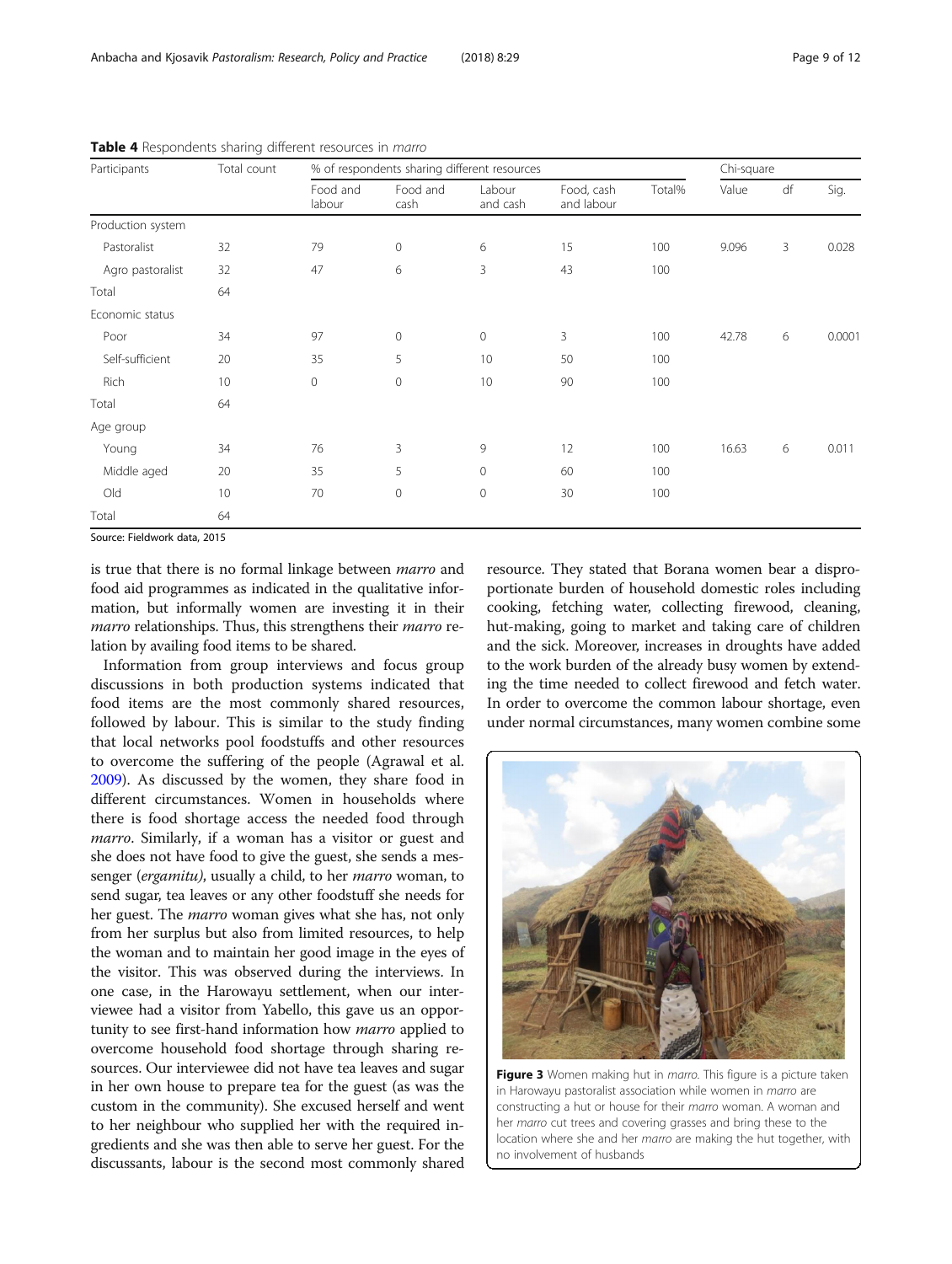**Table 4** Respondents sharing different resources in *marro*

| Participants | Total count | % of respondents sharing different resources | | | | | Chi-square | | |
|---|---|---|---|---|---|---|---|---|---|
| | | Food and labour | Food and cash | Labour and cash | Food, cash and labour | Total% | Value | df | Sig. |
| Production system | | | | | | | | | |
| Pastoralist | 32 | 79 | 0 | 6 | 15 | 100 | 9.096 | 3 | 0.028 |
| Agro pastoralist | 32 | 47 | 6 | 3 | 43 | 100 | | | |
| Total | 64 | | | | | | | | |
| Economic status | | | | | | | | | |
| Poor | 34 | 97 | 0 | 0 | 3 | 100 | 42.78 | 6 | 0.0001 |
| Self-sufficient | 20 | 35 | 5 | 10 | 50 | 100 | | | |
| Rich | 10 | 0 | 0 | 10 | 90 | 100 | | | |
| Total | 64 | | | | | | | | |
| Age group | | | | | | | | | |
| Young | 34 | 76 | 3 | 9 | 12 | 100 | 16.63 | 6 | 0.011 |
| Middle aged | 20 | 35 | 5 | 0 | 60 | 100 | | | |
| Old | 10 | 70 | 0 | 0 | 30 | 100 | | | |
| Total | 64 | | | | | | | | |

Source: Fieldwork data, 2015

is true that there is no formal linkage between *marro* and food aid programmes as indicated in the qualitative information, but informally women are investing it in their *marro* relationships. Thus, this strengthens their *marro* relation by availing food items to be shared.

Information from group interviews and focus group discussions in both production systems indicated that food items are the most commonly shared resources, followed by labour. This is similar to the study finding that local networks pool foodstuffs and other resources to overcome the suffering of the people (Agrawal et al. 2009). As discussed by the women, they share food in different circumstances. Women in households where there is food shortage access the needed food through *marro*. Similarly, if a woman has a visitor or guest and she does not have food to give the guest, she sends a messenger (*ergamitu)*, usually a child, to her *marro* woman, to send sugar, tea leaves or any other foodstuff she needs for her guest. The *marro* woman gives what she has, not only from her surplus but also from limited resources, to help the woman and to maintain her good image in the eyes of the visitor. This was observed during the interviews. In one case, in the Harowayu settlement, when our interviewee had a visitor from Yabello, this gave us an opportunity to see first-hand information how *marro* applied to overcome household food shortage through sharing resources. Our interviewee did not have tea leaves and sugar in her own house to prepare tea for the guest (as was the custom in the community). She excused herself and went to her neighbour who supplied her with the required ingredients and she was then able to serve her guest. For the discussants, labour is the second most commonly shared resource. They stated that Borana women bear a disproportionate burden of household domestic roles including cooking, fetching water, collecting firewood, cleaning, hut-making, going to market and taking care of children and the sick. Moreover, increases in droughts have added to the work burden of the already busy women by extending the time needed to collect firewood and fetch water. In order to overcome the common labour shortage, even under normal circumstances, many women combine some

**Figure 3** Women making hut in *marro*. This figure is a picture taken in Harowayu pastoralist association while women in *marro* are constructing a hut or house for their *marro* woman. A woman and her *marro* cut trees and covering grasses and bring these to the location where she and her *marro* are making the hut together, with no involvement of husbands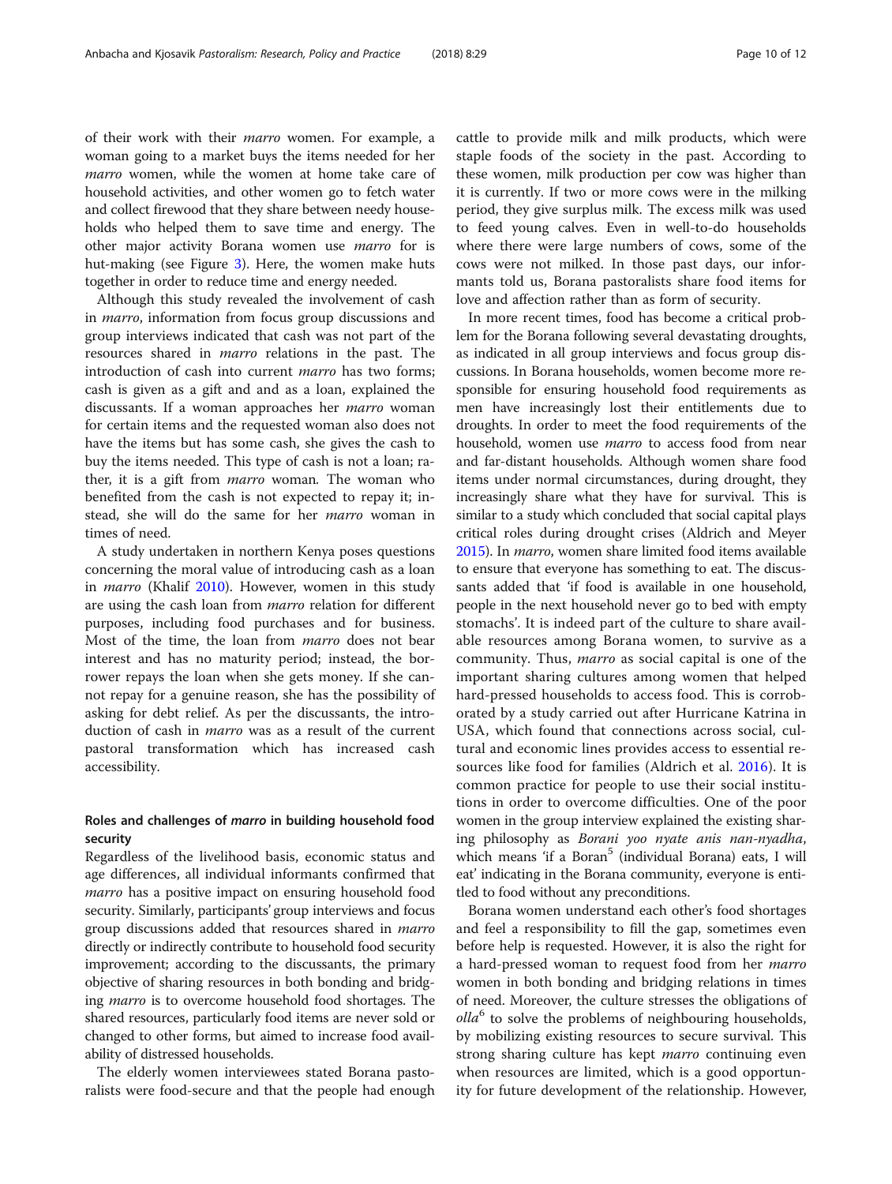of their work with their *marro* women. For example, a woman going to a market buys the items needed for her *marro* women, while the women at home take care of household activities, and other women go to fetch water and collect firewood that they share between needy households who helped them to save time and energy. The other major activity Borana women use *marro* for is hut-making (see Figure 3). Here, the women make huts together in order to reduce time and energy needed.

Although this study revealed the involvement of cash in *marro*, information from focus group discussions and group interviews indicated that cash was not part of the resources shared in *marro* relations in the past. The introduction of cash into current *marro* has two forms; cash is given as a gift and and as a loan, explained the discussants. If a woman approaches her *marro* woman for certain items and the requested woman also does not have the items but has some cash, she gives the cash to buy the items needed. This type of cash is not a loan; rather, it is a gift from *marro* woman. The woman who benefited from the cash is not expected to repay it; instead, she will do the same for her *marro* woman in times of need.

A study undertaken in northern Kenya poses questions concerning the moral value of introducing cash as a loan in *marro* (Khalif 2010). However, women in this study are using the cash loan from *marro* relation for different purposes, including food purchases and for business. Most of the time, the loan from *marro* does not bear interest and has no maturity period; instead, the borrower repays the loan when she gets money. If she cannot repay for a genuine reason, she has the possibility of asking for debt relief. As per the discussants, the introduction of cash in *marro* was as a result of the current pastoral transformation which has increased cash accessibility.

### Roles and challenges of *marro* in building household food security

Regardless of the livelihood basis, economic status and age differences, all individual informants confirmed that *marro* has a positive impact on ensuring household food security. Similarly, participants' group interviews and focus group discussions added that resources shared in *marro* directly or indirectly contribute to household food security improvement; according to the discussants, the primary objective of sharing resources in both bonding and bridging *marro* is to overcome household food shortages. The shared resources, particularly food items are never sold or changed to other forms, but aimed to increase food availability of distressed households.

The elderly women interviewees stated Borana pastoralists were food-secure and that the people had enough cattle to provide milk and milk products, which were staple foods of the society in the past. According to these women, milk production per cow was higher than it is currently. If two or more cows were in the milking period, they give surplus milk. The excess milk was used to feed young calves. Even in well-to-do households where there were large numbers of cows, some of the cows were not milked. In those past days, our informants told us, Borana pastoralists share food items for love and affection rather than as form of security.

In more recent times, food has become a critical problem for the Borana following several devastating droughts, as indicated in all group interviews and focus group discussions. In Borana households, women become more responsible for ensuring household food requirements as men have increasingly lost their entitlements due to droughts. In order to meet the food requirements of the household, women use *marro* to access food from near and far-distant households. Although women share food items under normal circumstances, during drought, they increasingly share what they have for survival. This is similar to a study which concluded that social capital plays critical roles during drought crises (Aldrich and Meyer 2015). In *marro*, women share limited food items available to ensure that everyone has something to eat. The discussants added that 'if food is available in one household, people in the next household never go to bed with empty stomachs'. It is indeed part of the culture to share available resources among Borana women, to survive as a community. Thus, *marro* as social capital is one of the important sharing cultures among women that helped hard-pressed households to access food. This is corroborated by a study carried out after Hurricane Katrina in USA, which found that connections across social, cultural and economic lines provides access to essential resources like food for families (Aldrich et al. 2016). It is common practice for people to use their social institutions in order to overcome difficulties. One of the poor women in the group interview explained the existing sharing philosophy as *Borani yoo nyate anis nan-nyadha*, which means 'if a Boran[5] (individual Borana) eats, I will eat' indicating in the Borana community, everyone is entitled to food without any preconditions.

Borana women understand each other's food shortages and feel a responsibility to fill the gap, sometimes even before help is requested. However, it is also the right for a hard-pressed woman to request food from her *marro* women in both bonding and bridging relations in times of need. Moreover, the culture stresses the obligations of *olla*[6] to solve the problems of neighbouring households, by mobilizing existing resources to secure survival. This strong sharing culture has kept *marro* continuing even when resources are limited, which is a good opportunity for future development of the relationship. However,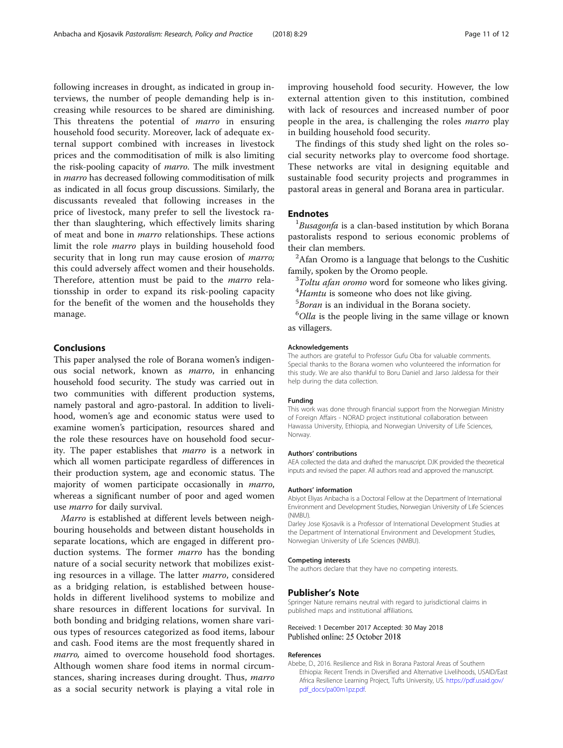following increases in drought, as indicated in group interviews, the number of people demanding help is increasing while resources to be shared are diminishing. This threatens the potential of *marro* in ensuring household food security. Moreover, lack of adequate external support combined with increases in livestock prices and the commoditisation of milk is also limiting the risk-pooling capacity of *marro*. The milk investment in *marro* has decreased following commoditisation of milk as indicated in all focus group discussions. Similarly, the discussants revealed that following increases in the price of livestock, many prefer to sell the livestock rather than slaughtering, which effectively limits sharing of meat and bone in *marro* relationships. These actions limit the role *marro* plays in building household food security that in long run may cause erosion of *marro;* this could adversely affect women and their households. Therefore, attention must be paid to the *marro* relationsship in order to expand its risk-pooling capacity for the benefit of the women and the households they manage.

## Conclusions

This paper analysed the role of Borana women's indigenous social network, known as *marro*, in enhancing household food security. The study was carried out in two communities with different production systems, namely pastoral and agro-pastoral. In addition to livelihood, women's age and economic status were used to examine women's participation, resources shared and the role these resources have on household food security. The paper establishes that *marro* is a network in which all women participate regardless of differences in their production system, age and economic status. The majority of women participate occasionally in *marro*, whereas a significant number of poor and aged women use *marro* for daily survival.

*Marro* is established at different levels between neighbouring households and between distant households in separate locations, which are engaged in different production systems. The former *marro* has the bonding nature of a social security network that mobilizes existing resources in a village. The latter *marro*, considered as a bridging relation, is established between households in different livelihood systems to mobilize and share resources in different locations for survival. In both bonding and bridging relations, women share various types of resources categorized as food items, labour and cash. Food items are the most frequently shared in *marro,* aimed to overcome household food shortages. Although women share food items in normal circumstances, sharing increases during drought. Thus, *marro* as a social security network is playing a vital role in improving household food security. However, the low external attention given to this institution, combined with lack of resources and increased number of poor people in the area, is challenging the roles *marro* play in building household food security.

The findings of this study shed light on the roles social security networks play to overcome food shortage. These networks are vital in designing equitable and sustainable food security projects and programmes in pastoral areas in general and Borana area in particular.

## Endnotes

[1]*Busagonfa* is a clan-based institution by which Borana pastoralists respond to serious economic problems of their clan members.

[2]Afan Oromo is a language that belongs to the Cushitic family, spoken by the Oromo people.

[3]*Toltu afan oromo* word for someone who likes giving.

[4]*Hamtu* is someone who does not like giving.

[5]*Boran* is an individual in the Borana society.

[6]*Olla* is the people living in the same village or known as villagers.

#### Acknowledgements

The authors are grateful to Professor Gufu Oba for valuable comments. Special thanks to the Borana women who volunteered the information for this study. We are also thankful to Boru Daniel and Jarso Jaldessa for their help during the data collection.

#### Funding

This work was done through financial support from the Norwegian Ministry of Foreign Affairs - NORAD project institutional collaboration between Hawassa University, Ethiopia, and Norwegian University of Life Sciences, Norway.

#### Authors' contributions

AEA collected the data and drafted the manuscript. DJK provided the theoretical inputs and revised the paper. All authors read and approved the manuscript.

#### Authors' information

Abiyot Eliyas Anbacha is a Doctoral Fellow at the Department of International Environment and Development Studies, Norwegian University of Life Sciences (NMBU).

Darley Jose Kjosavik is a Professor of International Development Studies at the Department of International Environment and Development Studies, Norwegian University of Life Sciences (NMBU).

#### Competing interests

The authors declare that they have no competing interests.

## Publisher's Note

Springer Nature remains neutral with regard to jurisdictional claims in published maps and institutional affiliations.

Received: 1 December 2017 Accepted: 30 May 2018
Published online: 25 October 2018

#### References

Abebe, D., 2016. Resilience and Risk in Borana Pastoral Areas of Southern Ethiopia: Recent Trends in Diversified and Alternative Livelihoods, USAID/East Africa Resilience Learning Project, Tufts University, US. https://pdf.usaid.gov/pdf_docs/pa00m1pz.pdf.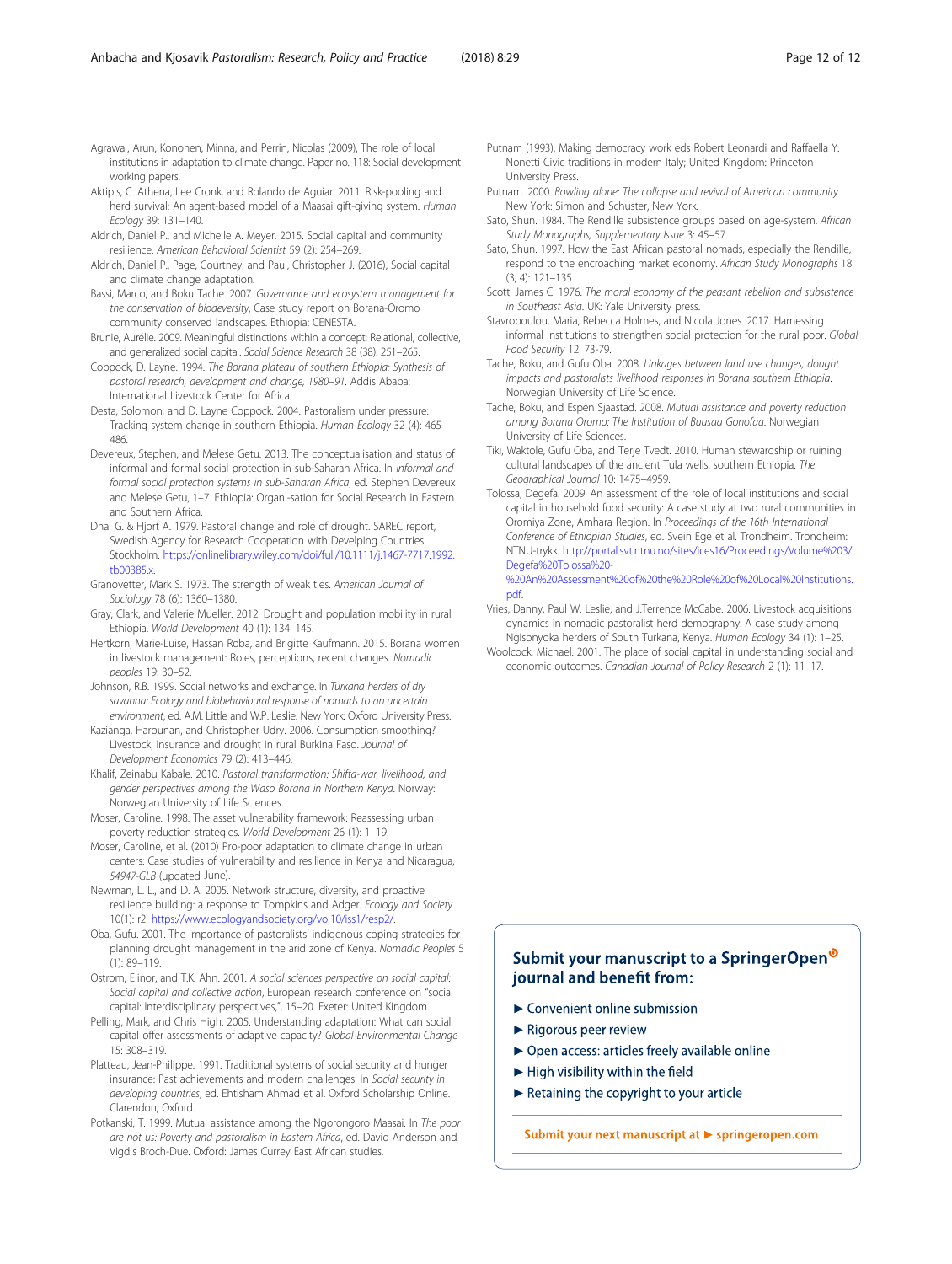Agrawal, Arun, Kononen, Minna, and Perrin, Nicolas (2009), The role of local institutions in adaptation to climate change. Paper no. 118: Social development working papers.

Aktipis, C. Athena, Lee Cronk, and Rolando de Aguiar. 2011. Risk-pooling and herd survival: An agent-based model of a Maasai gift-giving system. *Human Ecology* 39: 131–140.

Aldrich, Daniel P., and Michelle A. Meyer. 2015. Social capital and community resilience. *American Behavioral Scientist* 59 (2): 254–269.

Aldrich, Daniel P., Page, Courtney, and Paul, Christopher J. (2016), Social capital and climate change adaptation.

Bassi, Marco, and Boku Tache. 2007. *Governance and ecosystem management for the conservation of biodiversity*, Case study report on Borana-Oromo community conserved landscapes. Ethiopia: CENESTA.

Brunie, Aurélie. 2009. Meaningful distinctions within a concept: Relational, collective, and generalized social capital. *Social Science Research* 38 (38): 251–265.

Coppock, D. Layne. 1994. *The Borana plateau of southern Ethiopia: Synthesis of pastoral research, development and change, 1980–91*. Addis Ababa: International Livestock Center for Africa.

Desta, Solomon, and D. Layne Coppock. 2004. Pastoralism under pressure: Tracking system change in southern Ethiopia. *Human Ecology* 32 (4): 465–486.

Devereux, Stephen, and Melese Getu. 2013. The conceptualisation and status of informal and formal social protection in sub-Saharan Africa. In *Informal and formal social protection systems in sub-Saharan Africa*, ed. Stephen Devereux and Melese Getu, 1–7. Ethiopia: Organi-sation for Social Research in Eastern and Southern Africa.

Dhal G. & Hjort A. 1979. Pastoral change and role of drought. SAREC report, Swedish Agency for Research Cooperation with Develping Countries. Stockholm. https://onlinelibrary.wiley.com/doi/full/10.1111/j.1467-7717.1992.tb00385.x.

Granovetter, Mark S. 1973. The strength of weak ties. *American Journal of Sociology* 78 (6): 1360–1380.

Gray, Clark, and Valerie Mueller. 2012. Drought and population mobility in rural Ethiopia. *World Development* 40 (1): 134–145.

Hertkorn, Marie-Luise, Hassan Roba, and Brigitte Kaufmann. 2015. Borana women in livestock management: Roles, perceptions, recent changes. *Nomadic peoples* 19: 30–52.

Johnson, R.B. 1999. Social networks and exchange. In *Turkana herders of dry savanna: Ecology and biobehavioural response of nomads to an uncertain environment*, ed. A.M. Little and W.P. Leslie. New York: Oxford University Press.

Kazianga, Harounan, and Christopher Udry. 2006. Consumption smoothing? Livestock, insurance and drought in rural Burkina Faso. *Journal of Development Economics* 79 (2): 413–446.

Khalif, Zeinabu Kabale. 2010. *Pastoral transformation: Shifta-war, livelihood, and gender perspectives among the Waso Borana in Northern Kenya*. Norway: Norwegian University of Life Sciences.

Moser, Caroline. 1998. The asset vulnerability framework: Reassessing urban poverty reduction strategies. *World Development* 26 (1): 1–19.

Moser, Caroline, et al. (2010) Pro-poor adaptation to climate change in urban centers: Case studies of vulnerability and resilience in Kenya and Nicaragua, *54947-GLB* (updated June).

Newman, L. L., and D. A. 2005. Network structure, diversity, and proactive resilience building: a response to Tompkins and Adger. *Ecology and Society* 10(1): r2. https://www.ecologyandsociety.org/vol10/iss1/resp2/.

Oba, Gufu. 2001. The importance of pastoralists' indigenous coping strategies for planning drought management in the arid zone of Kenya. *Nomadic Peoples* 5 (1): 89–119.

Ostrom, Elinor, and T.K. Ahn. 2001. *A social sciences perspective on social capital: Social capital and collective action*, European research conference on "social capital: Interdisciplinary perspectives,", 15–20. Exeter: United Kingdom.

Pelling, Mark, and Chris High. 2005. Understanding adaptation: What can social capital offer assessments of adaptive capacity? *Global Environmental Change* 15: 308–319.

Platteau, Jean-Philippe. 1991. Traditional systems of social security and hunger insurance: Past achievements and modern challenges. In *Social security in developing countries*, ed. Ehtisham Ahmad et al. Oxford Scholarship Online. Clarendon, Oxford.

Potkanski, T. 1999. Mutual assistance among the Ngorongoro Maasai. In *The poor are not us: Poverty and pastoralism in Eastern Africa*, ed. David Anderson and Vigdis Broch-Due. Oxford: James Currey East African studies.

Putnam (1993), Making democracy work eds Robert Leonardi and Raffaella Y. Nonetti Civic traditions in modern Italy; United Kingdom: Princeton University Press.

Putnam. 2000. *Bowling alone: The collapse and revival of American community*. New York: Simon and Schuster, New York.

Sato, Shun. 1984. The Rendille subsistence groups based on age-system. *African Study Monographs, Supplementary Issue* 3: 45–57.

Sato, Shun. 1997. How the East African pastoral nomads, especially the Rendille, respond to the encroaching market economy. *African Study Monographs* 18 (3, 4): 121–135.

Scott, James C. 1976. *The moral economy of the peasant rebellion and subsistence in Southeast Asia*. UK: Yale University press.

Stavropoulou, Maria, Rebecca Holmes, and Nicola Jones. 2017. Harnessing informal institutions to strengthen social protection for the rural poor. *Global Food Security* 12: 73-79.

Tache, Boku, and Gufu Oba. 2008. *Linkages between land use changes, dought impacts and pastoralists livelihood responses in Borana southern Ethiopia*. Norwegian University of Life Science.

Tache, Boku, and Espen Sjaastad. 2008. *Mutual assistance and poverty reduction among Borana Oromo: The Institution of Buusaa Gonofaa*. Norwegian University of Life Sciences.

Tiki, Waktole, Gufu Oba, and Terje Tvedt. 2010. Human stewardship or ruining cultural landscapes of the ancient Tula wells, southern Ethiopia. *The Geographical Journal* 10: 1475–4959.

Tolossa, Degefa. 2009. An assessment of the role of local institutions and social capital in household food security: A case study at two rural communities in Oromiya Zone, Amhara Region. In *Proceedings of the 16th International Conference of Ethiopian Studies*, ed. Svein Ege et al. Trondheim. Trondheim: NTNU-trykk. http://portal.svt.ntnu.no/sites/ices16/Proceedings/Volume%203/Degefa%20Tolossa%20-%20An%20Assessment%20of%20the%20Role%20of%20Local%20Institutions.pdf.

Vries, Danny, Paul W. Leslie, and J.Terrence McCabe. 2006. Livestock acquisitions dynamics in nomadic pastoralist herd demography: A case study among Ngisonyoka herders of South Turkana, Kenya. *Human Ecology* 34 (1): 1–25.

Woolcock, Michael. 2001. The place of social capital in understanding social and economic outcomes. *Canadian Journal of Policy Research* 2 (1): 11–17.

**Submit your manuscript to a SpringerOpen journal and benefit from:**

- ► Convenient online submission
- ► Rigorous peer review
- ► Open access: articles freely available online
- ► High visibility within the field
- ► Retaining the copyright to your article

**Submit your next manuscript at ► springeropen.com**